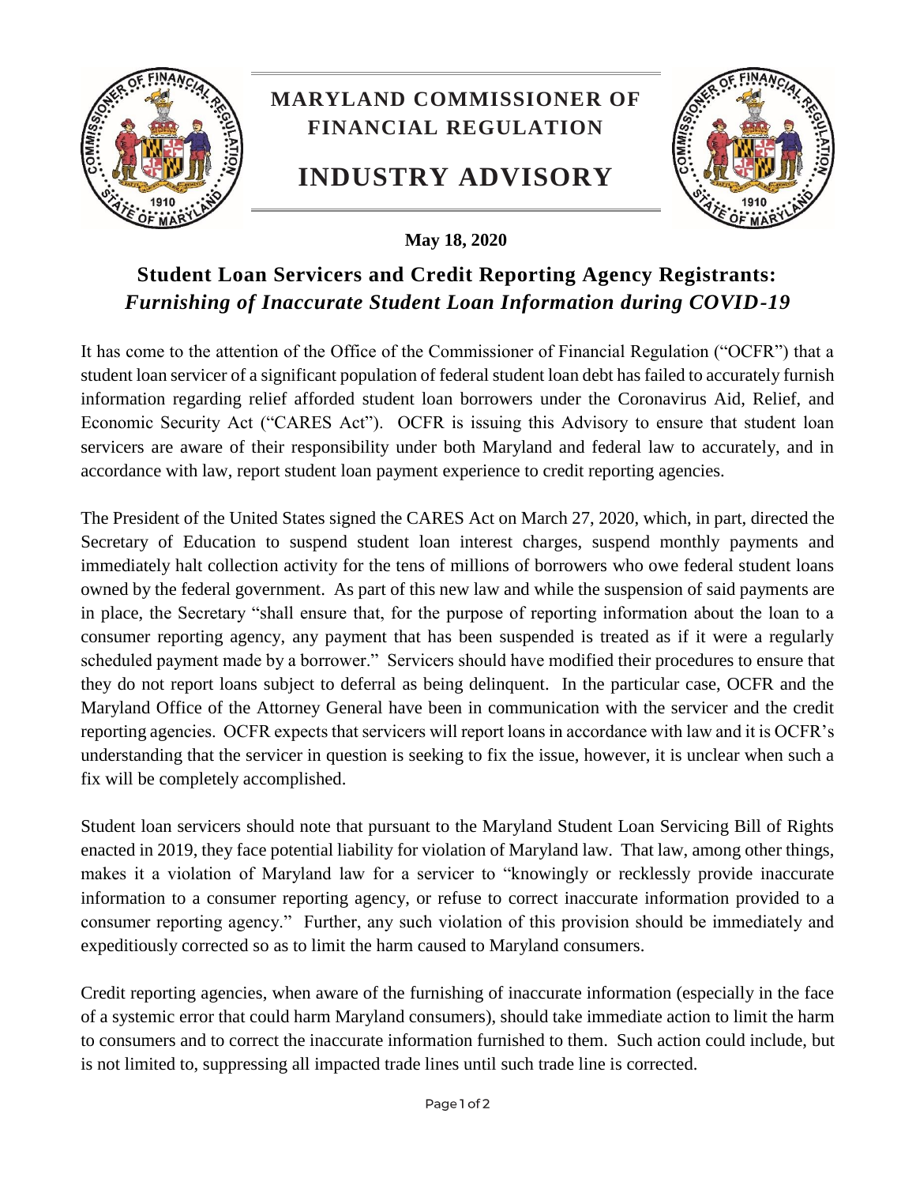# MARYLAND COMMISSIONER OF FINANCIAL REGULATION

# INDUSTRY ADVISORY

**May 18, 2020**

## Student Loan Servicers and Credit Reporting Agency Registrants: *Furnishing of Inaccurate Student Loan Information during COVID-19*

It has come to the attention of the Office of the Commissioner of Financial Regulation ("OCFR") that a student loan servicer of a significant population of federal student loan debt has failed to accurately furnish information regarding relief afforded student loan borrowers under the Coronavirus Aid, Relief, and Economic Security Act ("CARES Act"). OCFR is issuing this Advisory to ensure that student loan servicers are aware of their responsibility under both Maryland and federal law to accurately, and in accordance with law, report student loan payment experience to credit reporting agencies.

The President of the United States signed the CARES Act on March 27, 2020, which, in part, directed the Secretary of Education to suspend student loan interest charges, suspend monthly payments and immediately halt collection activity for the tens of millions of borrowers who owe federal student loans owned by the federal government. As part of this new law and while the suspension of said payments are in place, the Secretary "shall ensure that, for the purpose of reporting information about the loan to a consumer reporting agency, any payment that has been suspended is treated as if it were a regularly scheduled payment made by a borrower." Servicers should have modified their procedures to ensure that they do not report loans subject to deferral as being delinquent. In the particular case, OCFR and the Maryland Office of the Attorney General have been in communication with the servicer and the credit reporting agencies. OCFR expects that servicers will report loans in accordance with law and it is OCFR's understanding that the servicer in question is seeking to fix the issue, however, it is unclear when such a fix will be completely accomplished.

Student loan servicers should note that pursuant to the Maryland Student Loan Servicing Bill of Rights enacted in 2019, they face potential liability for violation of Maryland law. That law, among other things, makes it a violation of Maryland law for a servicer to "knowingly or recklessly provide inaccurate information to a consumer reporting agency, or refuse to correct inaccurate information provided to a consumer reporting agency." Further, any such violation of this provision should be immediately and expeditiously corrected so as to limit the harm caused to Maryland consumers.

Credit reporting agencies, when aware of the furnishing of inaccurate information (especially in the face of a systemic error that could harm Maryland consumers), should take immediate action to limit the harm to consumers and to correct the inaccurate information furnished to them. Such action could include, but is not limited to, suppressing all impacted trade lines until such trade line is corrected.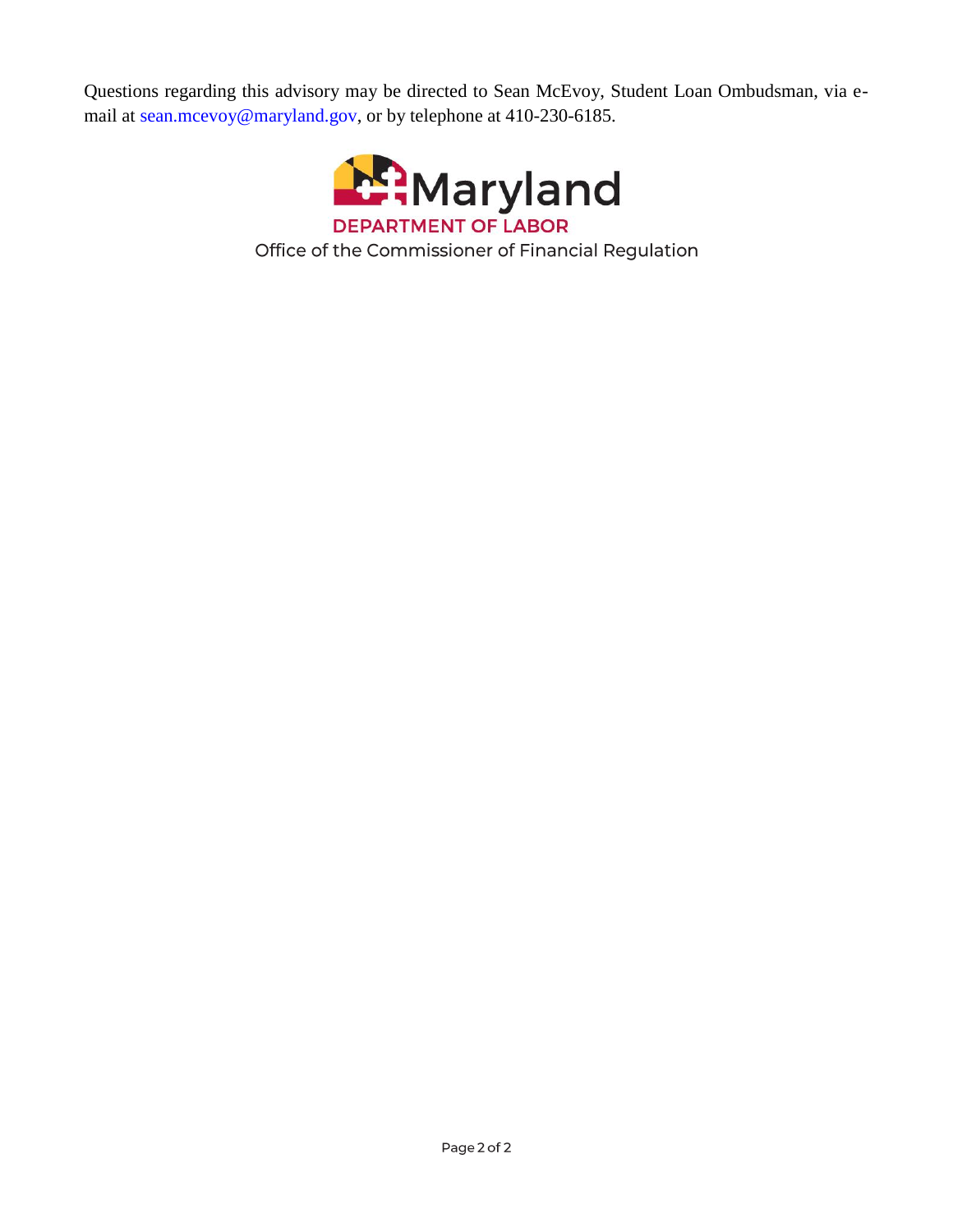Questions regarding this advisory may be directed to Sean McEvoy, Student Loan Ombudsman, via e-mail at sean.mcevoy@maryland.gov, or by telephone at 410-230-6185.

Maryland
DEPARTMENT OF LABOR
Office of the Commissioner of Financial Regulation